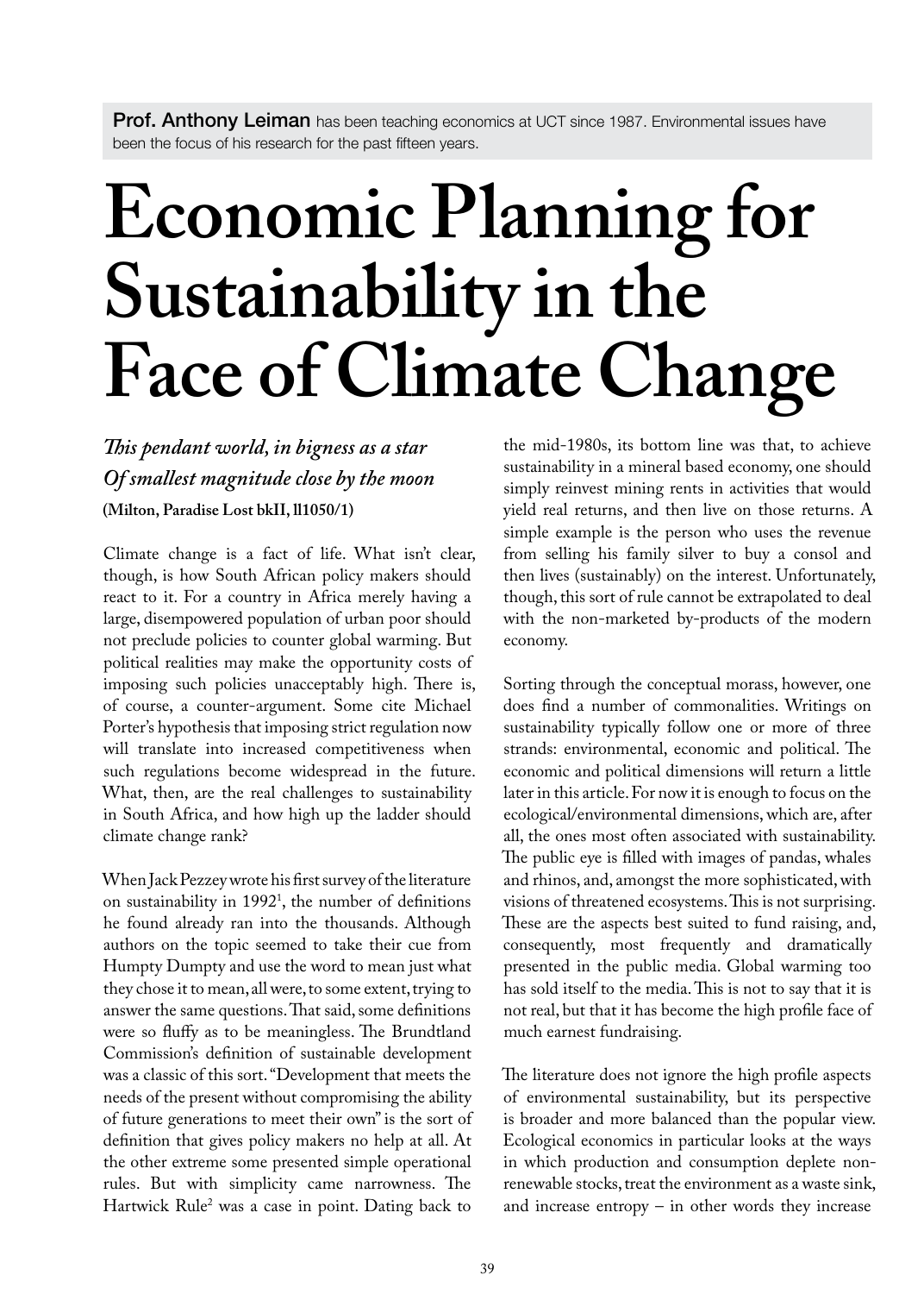**Prof. Anthony Leiman** has been teaching economics at UCT since 1987. Environmental issues have been the focus of his research for the past fifteen years.

# Economic Planning for Sustainability in the Face of Climate Change

***This pendant world, in bigness as a star***
***Of smallest magnitude close by the moon***
**(Milton, Paradise Lost bkII, ll1050/1)**

Climate change is a fact of life. What isn't clear, though, is how South African policy makers should react to it. For a country in Africa merely having a large, disempowered population of urban poor should not preclude policies to counter global warming. But political realities may make the opportunity costs of imposing such policies unacceptably high. There is, of course, a counter-argument. Some cite Michael Porter's hypothesis that imposing strict regulation now will translate into increased competitiveness when such regulations become widespread in the future. What, then, are the real challenges to sustainability in South Africa, and how high up the ladder should climate change rank?

When Jack Pezzey wrote his first survey of the literature on sustainability in 1992[1], the number of definitions he found already ran into the thousands. Although authors on the topic seemed to take their cue from Humpty Dumpty and use the word to mean just what they chose it to mean, all were, to some extent, trying to answer the same questions. That said, some definitions were so fluffy as to be meaningless. The Brundtland Commission's definition of sustainable development was a classic of this sort. "Development that meets the needs of the present without compromising the ability of future generations to meet their own" is the sort of definition that gives policy makers no help at all. At the other extreme some presented simple operational rules. But with simplicity came narrowness. The Hartwick Rule[2] was a case in point. Dating back to the mid-1980s, its bottom line was that, to achieve sustainability in a mineral based economy, one should simply reinvest mining rents in activities that would yield real returns, and then live on those returns. A simple example is the person who uses the revenue from selling his family silver to buy a consol and then lives (sustainably) on the interest. Unfortunately, though, this sort of rule cannot be extrapolated to deal with the non-marketed by-products of the modern economy.

Sorting through the conceptual morass, however, one does find a number of commonalities. Writings on sustainability typically follow one or more of three strands: environmental, economic and political. The economic and political dimensions will return a little later in this article. For now it is enough to focus on the ecological/environmental dimensions, which are, after all, the ones most often associated with sustainability. The public eye is filled with images of pandas, whales and rhinos, and, amongst the more sophisticated, with visions of threatened ecosystems. This is not surprising. These are the aspects best suited to fund raising, and, consequently, most frequently and dramatically presented in the public media. Global warming too has sold itself to the media. This is not to say that it is not real, but that it has become the high profile face of much earnest fundraising.

The literature does not ignore the high profile aspects of environmental sustainability, but its perspective is broader and more balanced than the popular view. Ecological economics in particular looks at the ways in which production and consumption deplete non-renewable stocks, treat the environment as a waste sink, and increase entropy – in other words they increase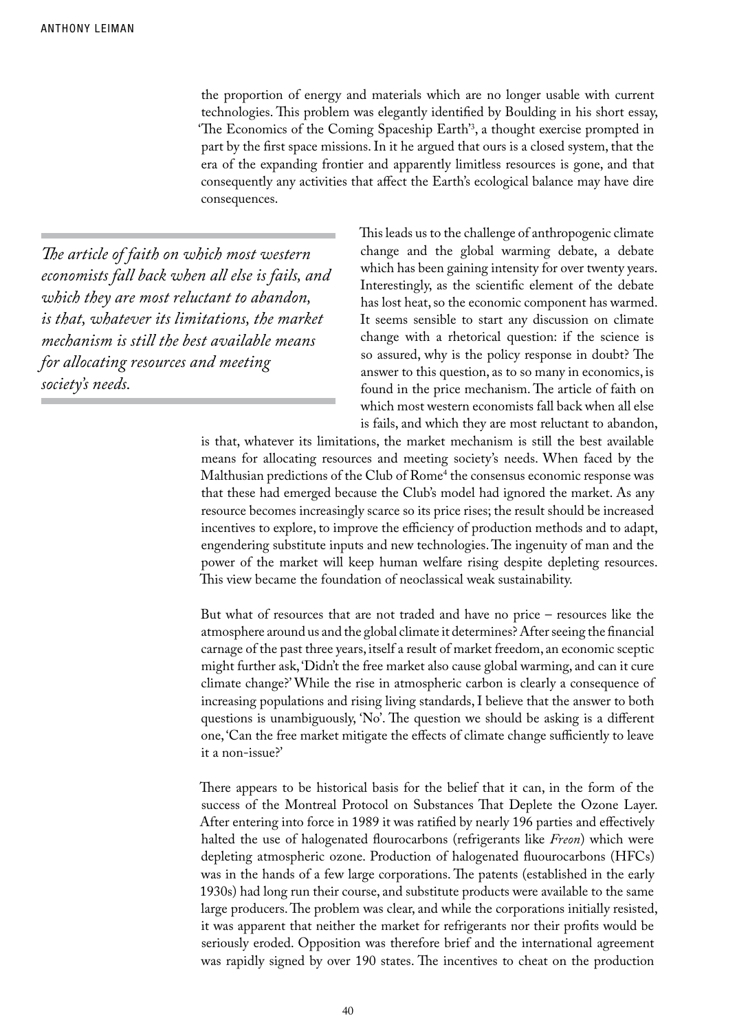the proportion of energy and materials which are no longer usable with current technologies. This problem was elegantly identified by Boulding in his short essay, 'The Economics of the Coming Spaceship Earth'[3], a thought exercise prompted in part by the first space missions. In it he argued that ours is a closed system, that the era of the expanding frontier and apparently limitless resources is gone, and that consequently any activities that affect the Earth's ecological balance may have dire consequences.

> *The article of faith on which most western economists fall back when all else is fails, and which they are most reluctant to abandon, is that, whatever its limitations, the market mechanism is still the best available means for allocating resources and meeting society's needs.*

This leads us to the challenge of anthropogenic climate change and the global warming debate, a debate which has been gaining intensity for over twenty years. Interestingly, as the scientific element of the debate has lost heat, so the economic component has warmed. It seems sensible to start any discussion on climate change with a rhetorical question: if the science is so assured, why is the policy response in doubt? The answer to this question, as to so many in economics, is found in the price mechanism. The article of faith on which most western economists fall back when all else is fails, and which they are most reluctant to abandon, is that, whatever its limitations, the market mechanism is still the best available means for allocating resources and meeting society's needs. When faced by the Malthusian predictions of the Club of Rome[4] the consensus economic response was that these had emerged because the Club's model had ignored the market. As any resource becomes increasingly scarce so its price rises; the result should be increased incentives to explore, to improve the efficiency of production methods and to adapt, engendering substitute inputs and new technologies. The ingenuity of man and the power of the market will keep human welfare rising despite depleting resources. This view became the foundation of neoclassical weak sustainability.

But what of resources that are not traded and have no price – resources like the atmosphere around us and the global climate it determines? After seeing the financial carnage of the past three years, itself a result of market freedom, an economic sceptic might further ask, 'Didn't the free market also cause global warming, and can it cure climate change?' While the rise in atmospheric carbon is clearly a consequence of increasing populations and rising living standards, I believe that the answer to both questions is unambiguously, 'No'. The question we should be asking is a different one, 'Can the free market mitigate the effects of climate change sufficiently to leave it a non-issue?'

There appears to be historical basis for the belief that it can, in the form of the success of the Montreal Protocol on Substances That Deplete the Ozone Layer. After entering into force in 1989 it was ratified by nearly 196 parties and effectively halted the use of halogenated flourocarbons (refrigerants like *Freon*) which were depleting atmospheric ozone. Production of halogenated fluourocarbons (HFCs) was in the hands of a few large corporations. The patents (established in the early 1930s) had long run their course, and substitute products were available to the same large producers. The problem was clear, and while the corporations initially resisted, it was apparent that neither the market for refrigerants nor their profits would be seriously eroded. Opposition was therefore brief and the international agreement was rapidly signed by over 190 states. The incentives to cheat on the production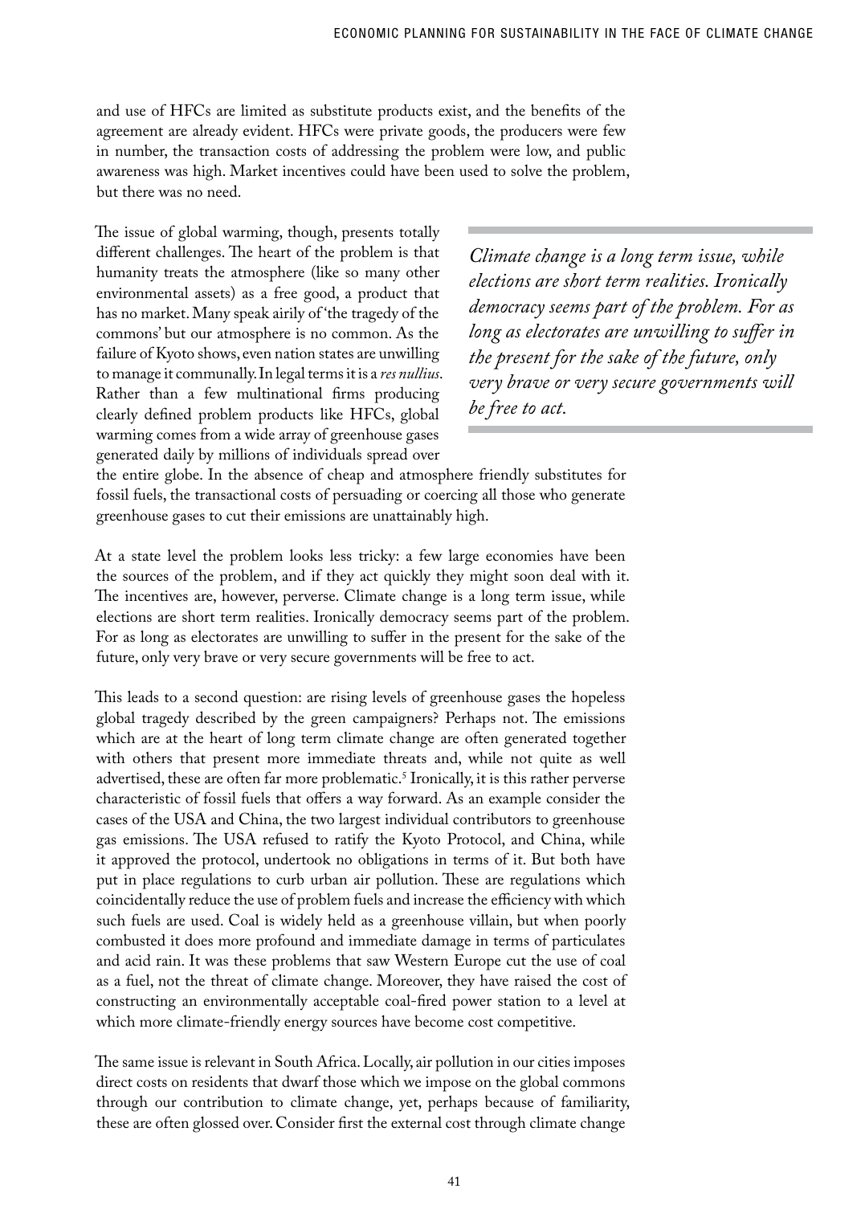and use of HFCs are limited as substitute products exist, and the benefits of the agreement are already evident. HFCs were private goods, the producers were few in number, the transaction costs of addressing the problem were low, and public awareness was high. Market incentives could have been used to solve the problem, but there was no need.

The issue of global warming, though, presents totally different challenges. The heart of the problem is that humanity treats the atmosphere (like so many other environmental assets) as a free good, a product that has no market. Many speak airily of 'the tragedy of the commons' but our atmosphere is no common. As the failure of Kyoto shows, even nation states are unwilling to manage it communally. In legal terms it is a *res nullius*. Rather than a few multinational firms producing clearly defined problem products like HFCs, global warming comes from a wide array of greenhouse gases generated daily by millions of individuals spread over the entire globe. In the absence of cheap and atmosphere friendly substitutes for fossil fuels, the transactional costs of persuading or coercing all those who generate greenhouse gases to cut their emissions are unattainably high.

> *Climate change is a long term issue, while elections are short term realities. Ironically democracy seems part of the problem. For as long as electorates are unwilling to suffer in the present for the sake of the future, only very brave or very secure governments will be free to act.*

At a state level the problem looks less tricky: a few large economies have been the sources of the problem, and if they act quickly they might soon deal with it. The incentives are, however, perverse. Climate change is a long term issue, while elections are short term realities. Ironically democracy seems part of the problem. For as long as electorates are unwilling to suffer in the present for the sake of the future, only very brave or very secure governments will be free to act.

This leads to a second question: are rising levels of greenhouse gases the hopeless global tragedy described by the green campaigners? Perhaps not. The emissions which are at the heart of long term climate change are often generated together with others that present more immediate threats and, while not quite as well advertised, these are often far more problematic.[5] Ironically, it is this rather perverse characteristic of fossil fuels that offers a way forward. As an example consider the cases of the USA and China, the two largest individual contributors to greenhouse gas emissions. The USA refused to ratify the Kyoto Protocol, and China, while it approved the protocol, undertook no obligations in terms of it. But both have put in place regulations to curb urban air pollution. These are regulations which coincidentally reduce the use of problem fuels and increase the efficiency with which such fuels are used. Coal is widely held as a greenhouse villain, but when poorly combusted it does more profound and immediate damage in terms of particulates and acid rain. It was these problems that saw Western Europe cut the use of coal as a fuel, not the threat of climate change. Moreover, they have raised the cost of constructing an environmentally acceptable coal-fired power station to a level at which more climate-friendly energy sources have become cost competitive.

The same issue is relevant in South Africa. Locally, air pollution in our cities imposes direct costs on residents that dwarf those which we impose on the global commons through our contribution to climate change, yet, perhaps because of familiarity, these are often glossed over. Consider first the external cost through climate change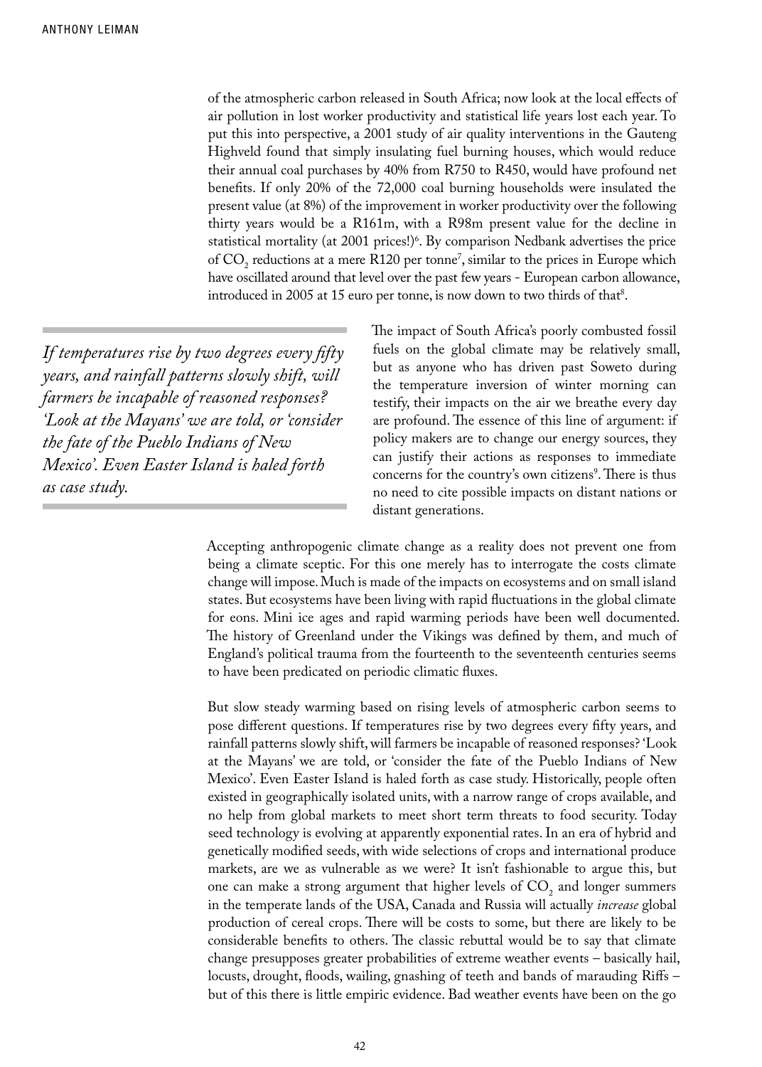of the atmospheric carbon released in South Africa; now look at the local effects of air pollution in lost worker productivity and statistical life years lost each year. To put this into perspective, a 2001 study of air quality interventions in the Gauteng Highveld found that simply insulating fuel burning houses, which would reduce their annual coal purchases by 40% from R750 to R450, would have profound net benefits. If only 20% of the 72,000 coal burning households were insulated the present value (at 8%) of the improvement in worker productivity over the following thirty years would be a R161m, with a R98m present value for the decline in statistical mortality (at 2001 prices!)[6]. By comparison Nedbank advertises the price of $CO_2$ reductions at a mere R120 per tonne[7], similar to the prices in Europe which have oscillated around that level over the past few years - European carbon allowance, introduced in 2005 at 15 euro per tonne, is now down to two thirds of that[8].

*If temperatures rise by two degrees every fifty years, and rainfall patterns slowly shift, will farmers be incapable of reasoned responses? 'Look at the Mayans' we are told, or 'consider the fate of the Pueblo Indians of New Mexico'. Even Easter Island is haled forth as case study.*

The impact of South Africa's poorly combusted fossil fuels on the global climate may be relatively small, but as anyone who has driven past Soweto during the temperature inversion of winter morning can testify, their impacts on the air we breathe every day are profound. The essence of this line of argument: if policy makers are to change our energy sources, they can justify their actions as responses to immediate concerns for the country's own citizens[9]. There is thus no need to cite possible impacts on distant nations or distant generations.

Accepting anthropogenic climate change as a reality does not prevent one from being a climate sceptic. For this one merely has to interrogate the costs climate change will impose. Much is made of the impacts on ecosystems and on small island states. But ecosystems have been living with rapid fluctuations in the global climate for eons. Mini ice ages and rapid warming periods have been well documented. The history of Greenland under the Vikings was defined by them, and much of England's political trauma from the fourteenth to the seventeenth centuries seems to have been predicated on periodic climatic fluxes.

But slow steady warming based on rising levels of atmospheric carbon seems to pose different questions. If temperatures rise by two degrees every fifty years, and rainfall patterns slowly shift, will farmers be incapable of reasoned responses? 'Look at the Mayans' we are told, or 'consider the fate of the Pueblo Indians of New Mexico'. Even Easter Island is haled forth as case study. Historically, people often existed in geographically isolated units, with a narrow range of crops available, and no help from global markets to meet short term threats to food security. Today seed technology is evolving at apparently exponential rates. In an era of hybrid and genetically modified seeds, with wide selections of crops and international produce markets, are we as vulnerable as we were? It isn't fashionable to argue this, but one can make a strong argument that higher levels of $CO_2$ and longer summers in the temperate lands of the USA, Canada and Russia will actually *increase* global production of cereal crops. There will be costs to some, but there are likely to be considerable benefits to others. The classic rebuttal would be to say that climate change presupposes greater probabilities of extreme weather events – basically hail, locusts, drought, floods, wailing, gnashing of teeth and bands of marauding Riffs – but of this there is little empiric evidence. Bad weather events have been on the go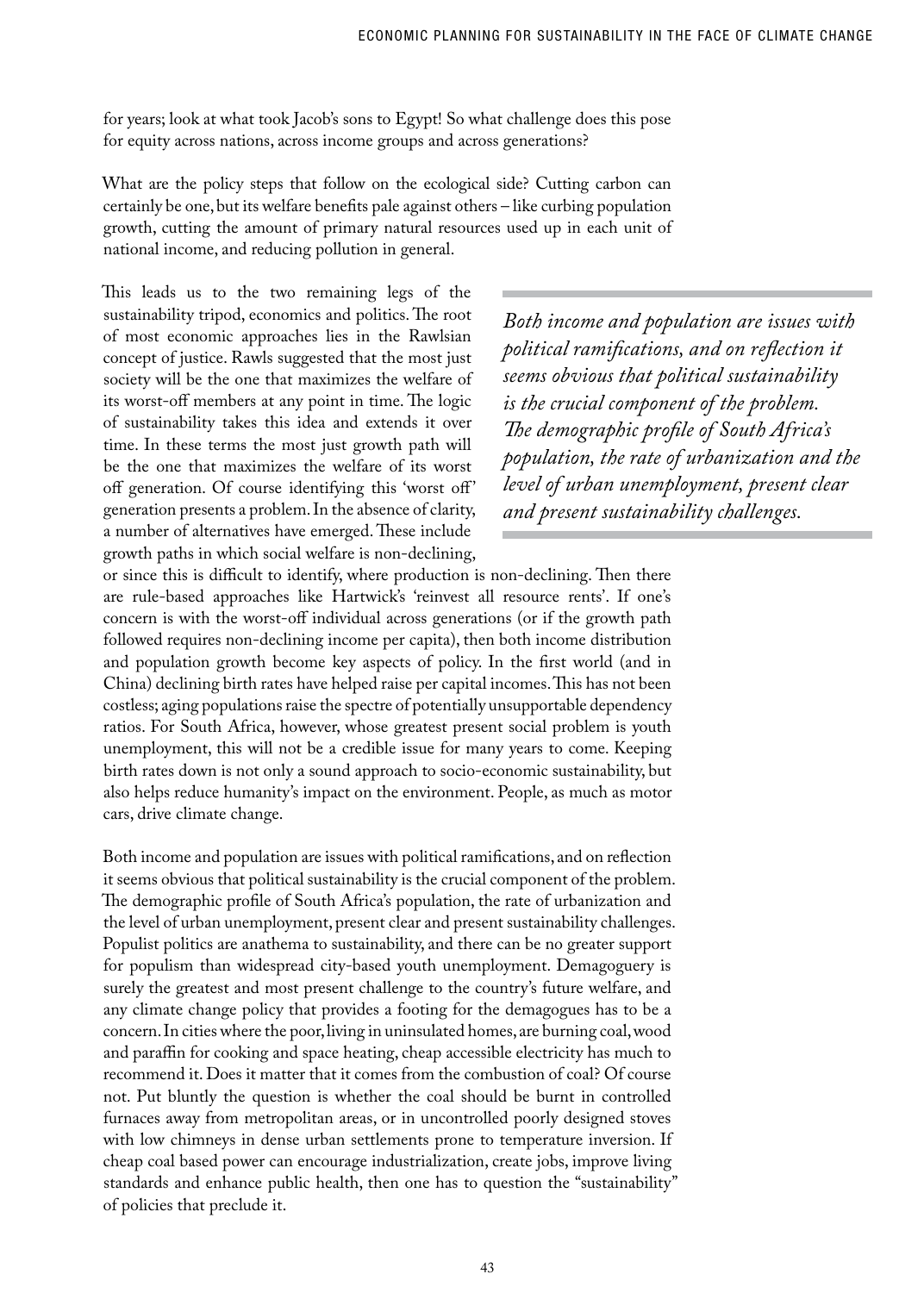for years; look at what took Jacob's sons to Egypt! So what challenge does this pose for equity across nations, across income groups and across generations?

What are the policy steps that follow on the ecological side? Cutting carbon can certainly be one, but its welfare benefits pale against others – like curbing population growth, cutting the amount of primary natural resources used up in each unit of national income, and reducing pollution in general.

This leads us to the two remaining legs of the sustainability tripod, economics and politics. The root of most economic approaches lies in the Rawlsian concept of justice. Rawls suggested that the most just society will be the one that maximizes the welfare of its worst-off members at any point in time. The logic of sustainability takes this idea and extends it over time. In these terms the most just growth path will be the one that maximizes the welfare of its worst off generation. Of course identifying this 'worst off' generation presents a problem. In the absence of clarity, a number of alternatives have emerged. These include growth paths in which social welfare is non-declining, or since this is difficult to identify, where production is non-declining. Then there are rule-based approaches like Hartwick's 'reinvest all resource rents'. If one's concern is with the worst-off individual across generations (or if the growth path followed requires non-declining income per capita), then both income distribution and population growth become key aspects of policy. In the first world (and in China) declining birth rates have helped raise per capital incomes. This has not been costless; aging populations raise the spectre of potentially unsupportable dependency ratios. For South Africa, however, whose greatest present social problem is youth unemployment, this will not be a credible issue for many years to come. Keeping birth rates down is not only a sound approach to socio-economic sustainability, but also helps reduce humanity's impact on the environment. People, as much as motor cars, drive climate change.

> *Both income and population are issues with political ramifications, and on reflection it seems obvious that political sustainability is the crucial component of the problem. The demographic profile of South Africa's population, the rate of urbanization and the level of urban unemployment, present clear and present sustainability challenges.*

Both income and population are issues with political ramifications, and on reflection it seems obvious that political sustainability is the crucial component of the problem. The demographic profile of South Africa's population, the rate of urbanization and the level of urban unemployment, present clear and present sustainability challenges. Populist politics are anathema to sustainability, and there can be no greater support for populism than widespread city-based youth unemployment. Demagoguery is surely the greatest and most present challenge to the country's future welfare, and any climate change policy that provides a footing for the demagogues has to be a concern. In cities where the poor, living in uninsulated homes, are burning coal, wood and paraffin for cooking and space heating, cheap accessible electricity has much to recommend it. Does it matter that it comes from the combustion of coal? Of course not. Put bluntly the question is whether the coal should be burnt in controlled furnaces away from metropolitan areas, or in uncontrolled poorly designed stoves with low chimneys in dense urban settlements prone to temperature inversion. If cheap coal based power can encourage industrialization, create jobs, improve living standards and enhance public health, then one has to question the "sustainability" of policies that preclude it.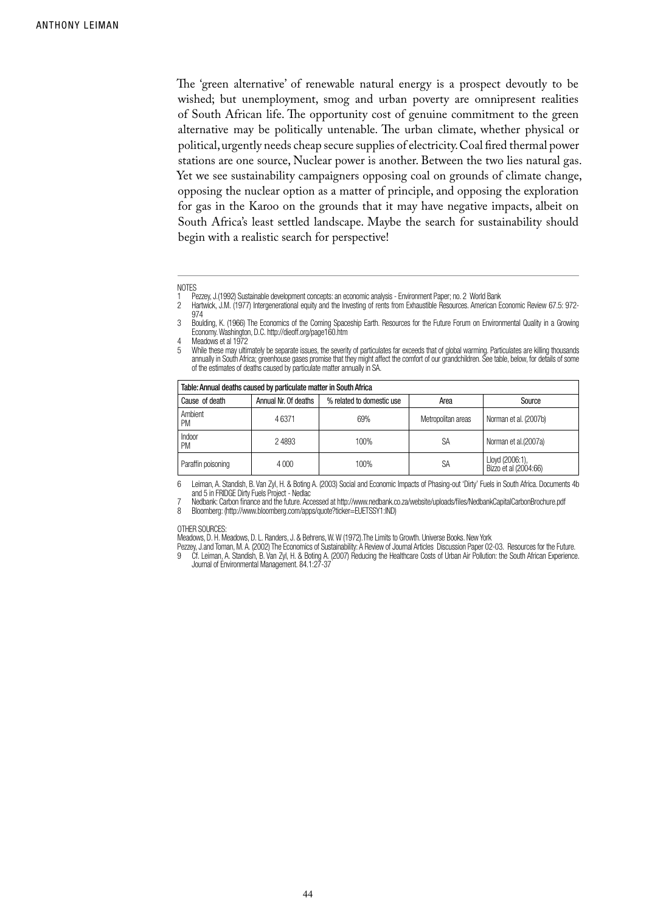The 'green alternative' of renewable natural energy is a prospect devoutly to be wished; but unemployment, smog and urban poverty are omnipresent realities of South African life. The opportunity cost of genuine commitment to the green alternative may be politically untenable. The urban climate, whether physical or political, urgently needs cheap secure supplies of electricity. Coal fired thermal power stations are one source, Nuclear power is another. Between the two lies natural gas. Yet we see sustainability campaigners opposing coal on grounds of climate change, opposing the nuclear option as a matter of principle, and opposing the exploration for gas in the Karoo on the grounds that it may have negative impacts, albeit on South Africa's least settled landscape. Maybe the search for sustainability should begin with a realistic search for perspective!

NOTES

1. Pezzey, J.(1992) Sustainable development concepts: an economic analysis - Environment Paper; no. 2 World Bank
2. Hartwick, J.M. (1977) Intergenerational equity and the Investing of rents from Exhaustible Resources. American Economic Review 67.5: 972-974
3. Boulding, K. (1966) The Economics of the Coming Spaceship Earth. Resources for the Future Forum on Environmental Quality in a Growing Economy. Washington, D.C. http://dieoff.org/page160.htm
4. Meadows et al 1972
5. While these may ultimately be separate issues, the severity of particulates far exceeds that of global warming. Particulates are killing thousands annually in South Africa; greenhouse gases promise that they might affect the comfort of our grandchildren. See table, below, for details of some of the estimates of deaths caused by particulate matter annually in SA.

Table: Annual deaths caused by particulate matter in South Africa

| Cause of death | Annual Nr. Of deaths | % related to domestic use | Area | Source |
|---|---|---|---|---|
| Ambient PM | 4 6371 | 69% | Metropolitan areas | Norman et al. (2007b) |
| Indoor PM | 2 4893 | 100% | SA | Norman et al.(2007a) |
| Paraffin poisoning | 4 000 | 100% | SA | Lloyd (2006:1), Bizzo et al (2004:66) |

6. Leiman, A. Standish, B. Van Zyl, H. & Boting A. (2003) Social and Economic Impacts of Phasing-out 'Dirty' Fuels in South Africa. Documents 4b and 5 in FRIDGE Dirty Fuels Project - Nedlac
7. Nedbank: Carbon finance and the future. Accessed at http://www.nedbank.co.za/website/uploads/files/NedbankCapitalCarbonBrochure.pdf
8. Bloomberg: (http://www.bloomberg.com/apps/quote?ticker=EUETSSY1:IND)

OTHER SOURCES:

Meadows, D. H. Meadows, D. L. Randers, J. & Behrens, W. W (1972).The Limits to Growth. Universe Books. New York

Pezzey, J.and Toman, M. A. (2002) The Economics of Sustainability: A Review of Journal Articles Discussion Paper 02-03. Resources for the Future.

9. Cf. Leiman, A. Standish, B. Van Zyl, H. & Boting A. (2007) Reducing the Healthcare Costs of Urban Air Pollution: the South African Experience. Journal of Environmental Management. 84.1:27-37